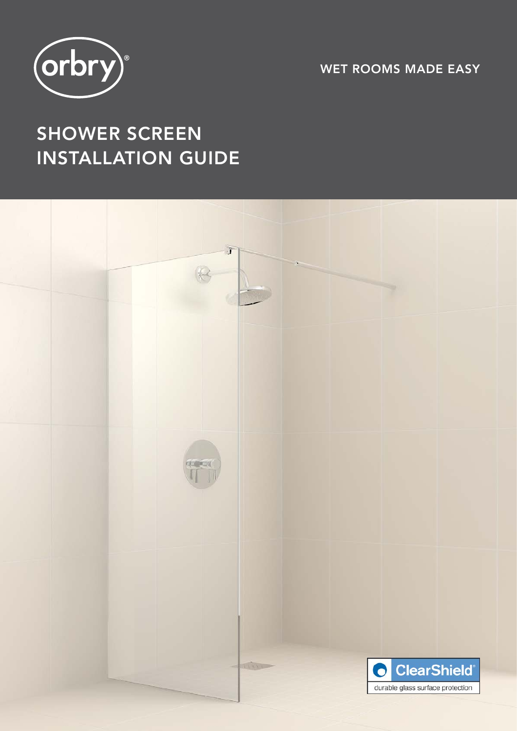orbry®

WET ROOMS MADE EASY

# SHOWER SCREEN INSTALLATION GUIDE

ClearShield®

durable glass surface protection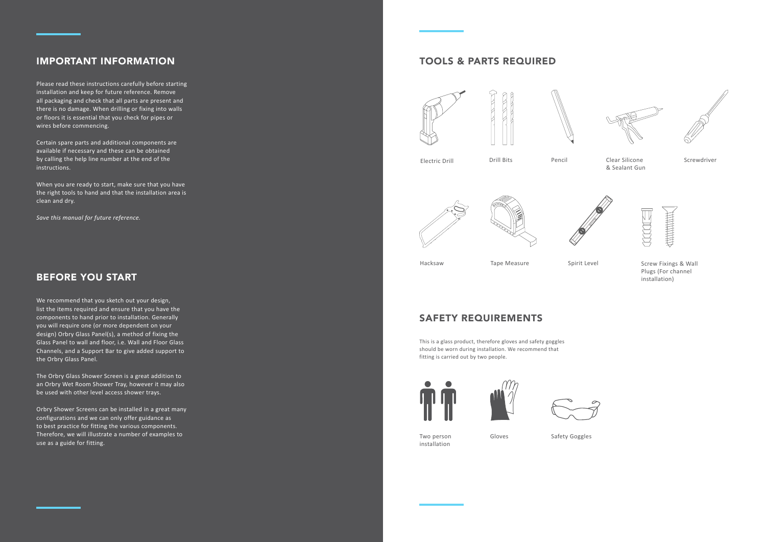## IMPORTANT INFORMATION

Please read these instructions carefully before starting installation and keep for future reference. Remove all packaging and check that all parts are present and there is no damage. When drilling or fixing into walls or floors it is essential that you check for pipes or wires before commencing.

Certain spare parts and additional components are available if necessary and these can be obtained by calling the help line number at the end of the instructions.

When you are ready to start, make sure that you have the right tools to hand and that the installation area is clean and dry.

*Save this manual for future reference.*

## BEFORE YOU START

We recommend that you sketch out your design, list the items required and ensure that you have the components to hand prior to installation. Generally you will require one (or more dependent on your design) Orbry Glass Panel(s), a method of fixing the Glass Panel to wall and floor, i.e. Wall and Floor Glass Channels, and a Support Bar to give added support to the Orbry Glass Panel.

The Orbry Glass Shower Screen is a great addition to an Orbry Wet Room Shower Tray, however it may also be used with other level access shower trays.

Orbry Shower Screens can be installed in a great many configurations and we can only offer guidance as to best practice for fitting the various components. Therefore, we will illustrate a number of examples to use as a guide for fitting.

## TOOLS & PARTS REQUIRED

- Electric Drill
- Drill Bits
- Pencil
- Clear Silicone & Sealant Gun
- Screwdriver
- Hacksaw
- Tape Measure
- Spirit Level
- Screw Fixings & Wall Plugs (For channel installation)

## SAFETY REQUIREMENTS

This is a glass product, therefore gloves and safety goggles should be worn during installation. We recommend that fitting is carried out by two people.

- Two person installation
- Gloves
- Safety Goggles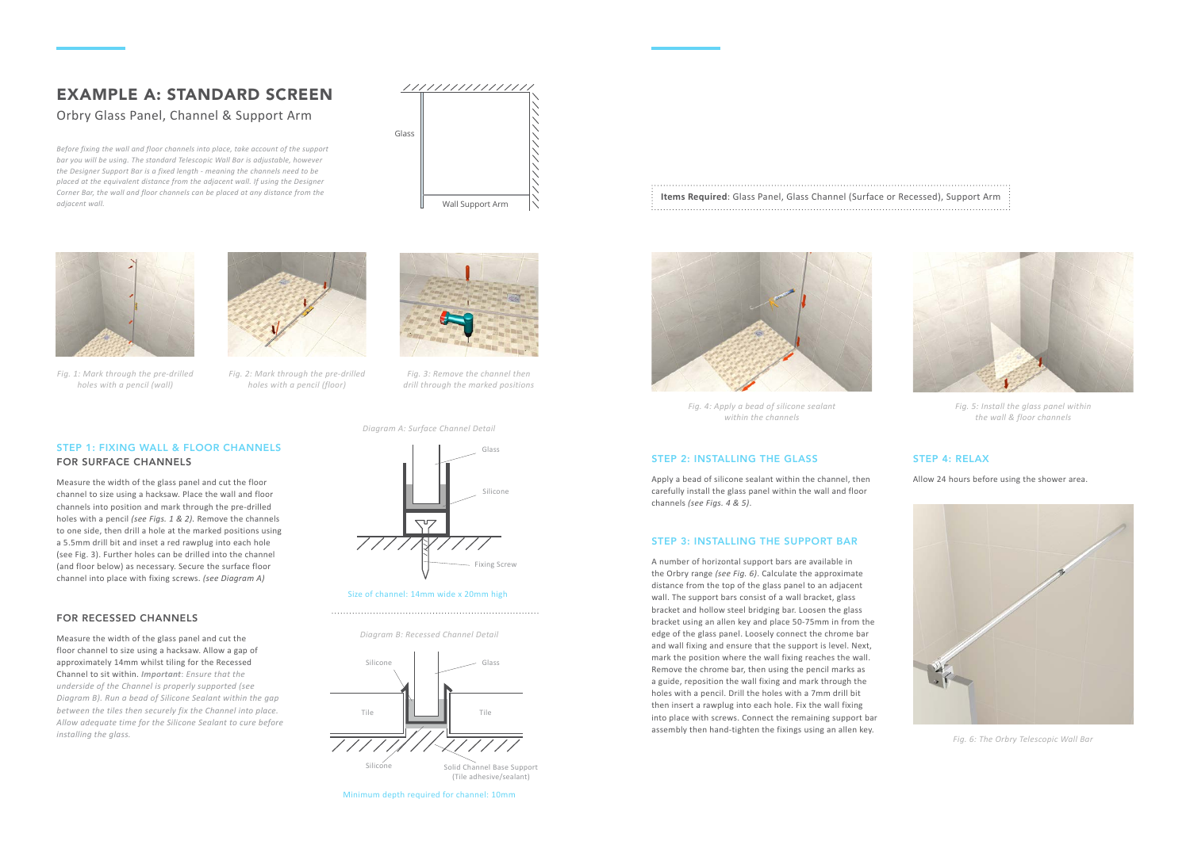# EXAMPLE A: STANDARD SCREEN

## Orbry Glass Panel, Channel & Support Arm

*Before fixing the wall and floor channels into place, take account of the support bar you will be using. The standard Telescopic Wall Bar is adjustable, however the Designer Support Bar is a fixed length - meaning the channels need to be placed at the equivalent distance from the adjacent wall. If using the Designer Corner Bar, the wall and floor channels can be placed at any distance from the adjacent wall.*

Glass

Wall Support Arm

*Fig. 1: Mark through the pre-drilled holes with a pencil (wall)*

*Fig. 2: Mark through the pre-drilled holes with a pencil (floor)*

*Fig. 3: Remove the channel then drill through the marked positions*

### STEP 1: FIXING WALL & FLOOR CHANNELS

### FOR SURFACE CHANNELS

Measure the width of the glass panel and cut the floor channel to size using a hacksaw. Place the wall and floor channels into position and mark through the pre-drilled holes with a pencil *(see Figs. 1 & 2)*. Remove the channels to one side, then drill a hole at the marked positions using a 5.5mm drill bit and inset a red rawplug into each hole (see Fig. 3). Further holes can be drilled into the channel (and floor below) as necessary. Secure the surface floor channel into place with fixing screws. *(see Diagram A)*

*Diagram A: Surface Channel Detail*

Glass

Silicone

Fixing Screw

Size of channel: 14mm wide x 20mm high

### FOR RECESSED CHANNELS

Measure the width of the glass panel and cut the floor channel to size using a hacksaw. Allow a gap of approximately 14mm whilst tiling for the Recessed Channel to sit within. ***Important****: Ensure that the underside of the Channel is properly supported (see Diagram B). Run a bead of Silicone Sealant within the gap between the tiles then securely fix the Channel into place. Allow adequate time for the Silicone Sealant to cure before installing the glass.*

*Diagram B: Recessed Channel Detail*

Silicone

Glass

Tile

Tile

Silicone

Solid Channel Base Support (Tile adhesive/sealant)

Minimum depth required for channel: 10mm

**Items Required**: Glass Panel, Glass Channel (Surface or Recessed), Support Arm

*Fig. 4: Apply a bead of silicone sealant within the channels*

*Fig. 5: Install the glass panel within the wall & floor channels*

### STEP 2: INSTALLING THE GLASS

Apply a bead of silicone sealant within the channel, then carefully install the glass panel within the wall and floor channels *(see Figs. 4 & 5)*.

### STEP 3: INSTALLING THE SUPPORT BAR

A number of horizontal support bars are available in the Orbry range *(see Fig. 6)*. Calculate the approximate distance from the top of the glass panel to an adjacent wall. The support bars consist of a wall bracket, glass bracket and hollow steel bridging bar. Loosen the glass bracket using an allen key and place 50-75mm in from the edge of the glass panel. Loosely connect the chrome bar and wall fixing and ensure that the support is level. Next, mark the position where the wall fixing reaches the wall. Remove the chrome bar, then using the pencil marks as a guide, reposition the wall fixing and mark through the holes with a pencil. Drill the holes with a 7mm drill bit then insert a rawplug into each hole. Fix the wall fixing into place with screws. Connect the remaining support bar assembly then hand-tighten the fixings using an allen key.

### STEP 4: RELAX

Allow 24 hours before using the shower area.

*Fig. 6: The Orbry Telescopic Wall Bar*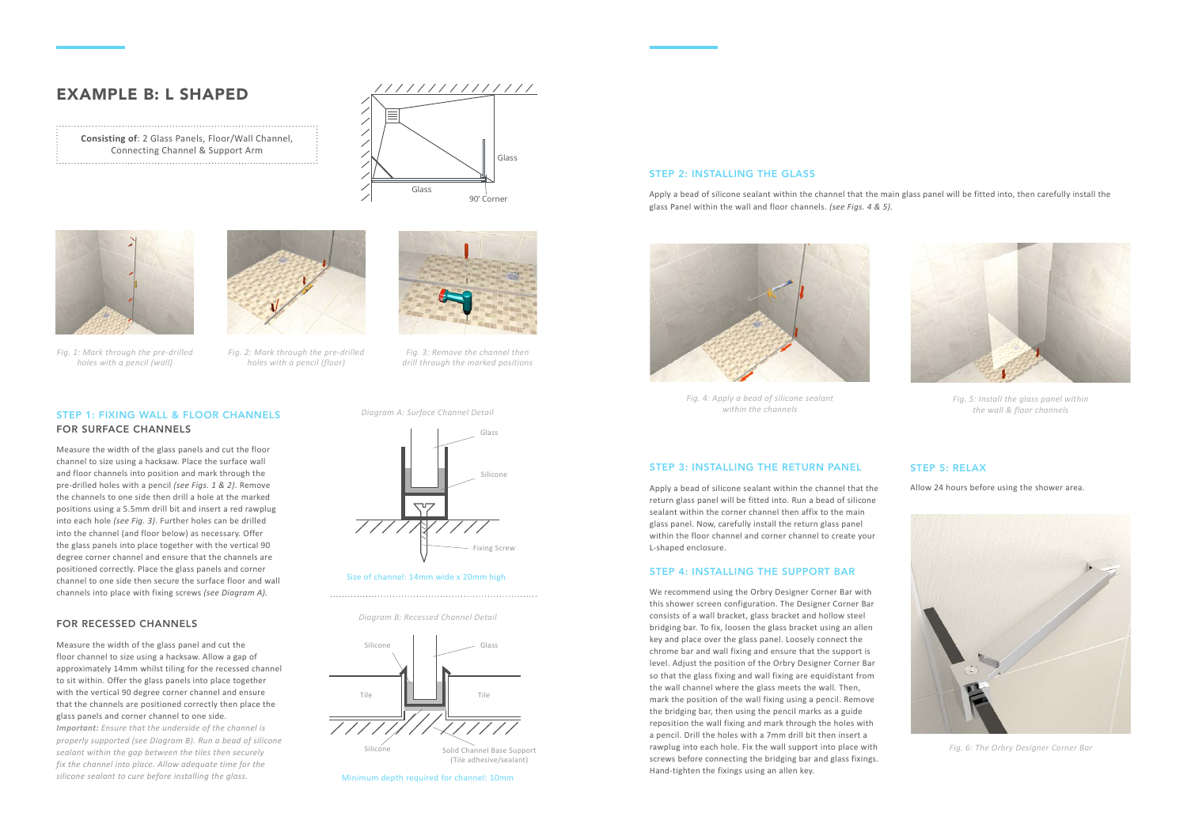# EXAMPLE B: L SHAPED

**Consisting of**: 2 Glass Panels, Floor/Wall Channel, Connecting Channel & Support Arm

Glass

Glass

90' Corner

*Fig. 1: Mark through the pre-drilled holes with a pencil (wall)*

*Fig. 2: Mark through the pre-drilled holes with a pencil (floor)*

*Fig. 3: Remove the channel then drill through the marked positions*

## STEP 1: FIXING WALL & FLOOR CHANNELS

### FOR SURFACE CHANNELS

Measure the width of the glass panels and cut the floor channel to size using a hacksaw. Place the surface wall and floor channels into position and mark through the pre-drilled holes with a pencil *(see Figs. 1 & 2)*. Remove the channels to one side then drill a hole at the marked positions using a 5.5mm drill bit and insert a red rawlplug into each hole *(see Fig. 3)*. Further holes can be drilled into the channel (and floor below) as necessary. Offer the glass panels into place together with the vertical 90 degree corner channel and ensure that the channels are positioned correctly. Place the glass panels and corner channel to one side then secure the surface floor and wall channels into place with fixing screws *(see Diagram A)*.

*Diagram A: Surface Channel Detail*

Glass

Silicone

Fixing Screw

Size of channel: 14mm wide x 20mm high

### FOR RECESSED CHANNELS

Measure the width of the glass panel and cut the floor channel to size using a hacksaw. Allow a gap of approximately 14mm whilst tiling for the recessed channel to sit within. Offer the glass panels into place together with the vertical 90 degree corner channel and ensure that the channels are positioned correctly then place the glass panels and corner channel to one side.

***Important:** Ensure that the underside of the channel is properly supported (see Diagram B). Run a bead of silicone sealant within the gap between the tiles then securely fix the channel into place. Allow adequate time for the silicone sealant to cure before installing the glass.*

*Diagram B: Recessed Channel Detail*

Silicone

Glass

Tile

Tile

Silicone

Solid Channel Base Support (Tile adhesive/sealant)

Minimum depth required for channel: 10mm

## STEP 2: INSTALLING THE GLASS

Apply a bead of silicone sealant within the channel that the main glass panel will be fitted into, then carefully install the glass Panel within the wall and floor channels. *(see Figs. 4 & 5)*.

*Fig. 4: Apply a bead of silicone sealant within the channels*

*Fig. 5: Install the glass panel within the wall & floor channels*

## STEP 3: INSTALLING THE RETURN PANEL

Apply a bead of silicone sealant within the channel that the return glass panel will be fitted into. Run a bead of silicone sealant within the corner channel then affix to the main glass panel. Now, carefully install the return glass panel within the floor channel and corner channel to create your L-shaped enclosure.

## STEP 4: INSTALLING THE SUPPORT BAR

We recommend using the Orbry Designer Corner Bar with this shower screen configuration. The Designer Corner Bar consists of a wall bracket, glass bracket and hollow steel bridging bar. To fix, loosen the glass bracket using an allen key and place over the glass panel. Loosely connect the chrome bar and wall fixing and ensure that the support is level. Adjust the position of the Orbry Designer Corner Bar so that the glass fixing and wall fixing are equidistant from the wall channel where the glass meets the wall. Then, mark the position of the wall fixing using a pencil. Remove the bridging bar, then using the pencil marks as a guide reposition the wall fixing and mark through the holes with a pencil. Drill the holes with a 7mm drill bit then insert a rawplug into each hole. Fix the wall support into place with screws before connecting the bridging bar and glass fixings. Hand-tighten the fixings using an allen key.

## STEP 5: RELAX

Allow 24 hours before using the shower area.

*Fig. 6: The Orbry Designer Corner Bar*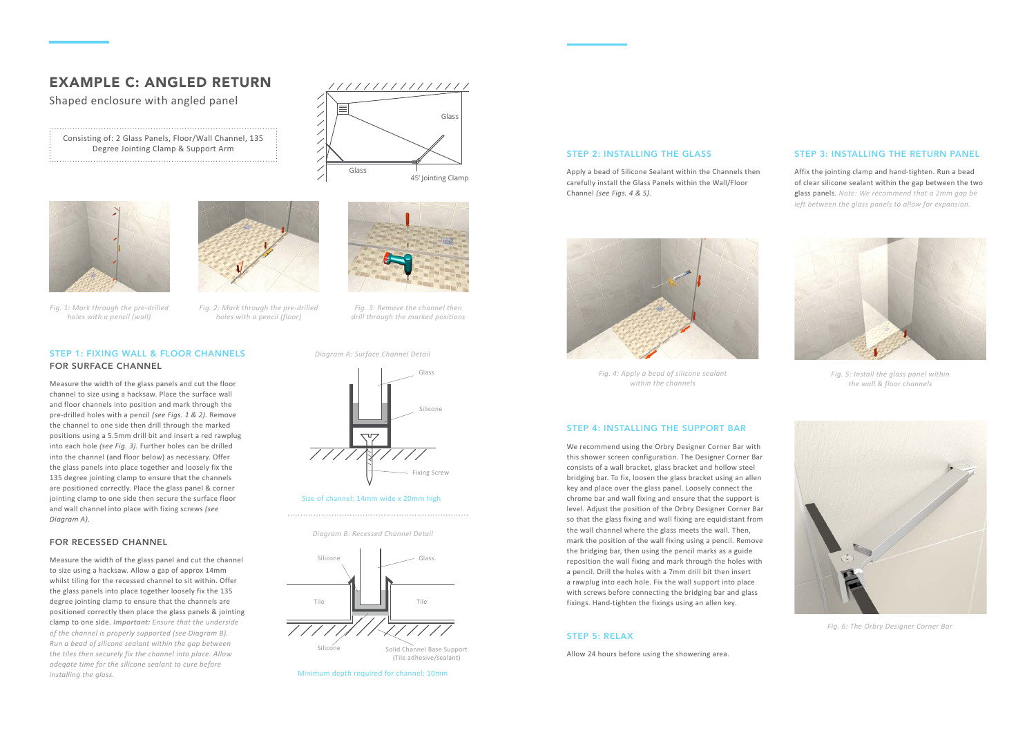# EXAMPLE C: ANGLED RETURN

Shaped enclosure with angled panel

Consisting of: 2 Glass Panels, Floor/Wall Channel, 135 Degree Jointing Clamp & Support Arm

Glass

Glass

45' Jointing Clamp

*Fig. 1: Mark through the pre-drilled holes with a pencil (wall)*

*Fig. 2: Mark through the pre-drilled holes with a pencil (floor)*

*Fig. 3: Remove the channel then drill through the marked positions*

## STEP 1: FIXING WALL & FLOOR CHANNELS

### FOR SURFACE CHANNEL

Measure the width of the glass panels and cut the floor channel to size using a hacksaw. Place the surface wall and floor channels into position and mark through the pre-drilled holes with a pencil *(see Figs. 1 & 2)*. Remove the channel to one side then drill through the marked positions using a 5.5mm drill bit and insert a red rawplug into each hole *(see Fig. 3)*. Further holes can be drilled into the channel (and floor below) as necessary. Offer the glass panels into place together and loosely fix the 135 degree jointing clamp to ensure that the channels are positioned correctly. Place the glass panels & corner jointing clamp to one side then secure the surface floor and wall channel into place with fixing screws *(see Diagram A)*.

*Diagram A: Surface Channel Detail*

Glass

Silicone

Fixing Screw

Size of channel: 14mm wide x 20mm high

### FOR RECESSED CHANNEL

Measure the width of the glass panel and cut the channel to size using a hacksaw. Allow a gap of approx 14mm whilst tiling for the recessed channel to sit within. Offer the glass panels into place together loosely fix the 135 degree jointing clamp to ensure that the channels are positioned correctly then place the glass panels & jointing clamp to one side. ***Important:*** *Ensure that the underside of the channel is properly supported (see Diagram B). Run a bead of silicone sealant within the gap between the tiles then securely fix the channel into place. Allow adeqate time for the silicone sealant to cure before installing the glass.*

*Diagram B: Recessed Channel Detail*

Silicone

Glass

Tile

Tile

Silicone

Solid Channel Base Support (Tile adhesive/sealant)

Minimum depth required for channel: 10mm

## STEP 2: INSTALLING THE GLASS

Apply a bead of Silicone Sealant within the Channels then carefully install the Glass Panels within the Wall/Floor Channel *(see Figs. 4 & 5)*.

*Fig. 4: Apply a bead of silicone sealant within the channels*

## STEP 3: INSTALLING THE RETURN PANEL

Affix the jointing clamp and hand-tighten. Run a bead of clear silicone sealant within the gap between the two glass panels. *Note: We recommend that a 2mm gap be left between the glass panels to allow for expansion.*

*Fig. 5: Install the glass panel within the wall & floor channels*

## STEP 4: INSTALLING THE SUPPORT BAR

We recommend using the Orbry Designer Corner Bar with this shower screen configuration. The Designer Corner Bar consists of a wall bracket, glass bracket and hollow steel bridging bar. To fix, loosen the glass bracket using an allen key and place over the glass panel. Loosely connect the chrome bar and wall fixing and ensure that the support is level. Adjust the position of the Orbry Designer Corner Bar so that the glass fixing and wall fixing are equidistant from the wall channel where the glass meets the wall. Then, mark the position of the wall fixing using a pencil. Remove the bridging bar, then using the pencil marks as a guide reposition the wall fixing and mark through the holes with a pencil. Drill the holes with a 7mm drill bit then insert a rawplug into each hole. Fix the wall support into place with screws before connecting the bridging bar and glass fixings. Hand-tighten the fixings using an allen key.

*Fig. 6: The Orbry Designer Corner Bar*

## STEP 5: RELAX

Allow 24 hours before using the showering area.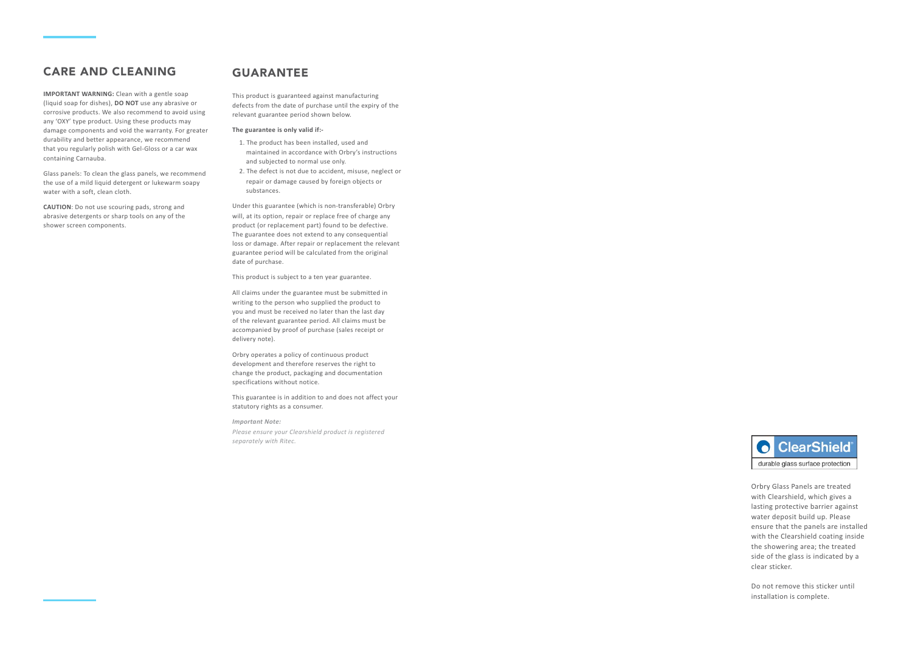## CARE AND CLEANING

**IMPORTANT WARNING:** Clean with a gentle soap (liquid soap for dishes), **DO NOT** use any abrasive or corrosive products. We also recommend to avoid using any 'OXY' type product. Using these products may damage components and void the warranty. For greater durability and better appearance, we recommend that you regularly polish with Gel-Gloss or a car wax containing Carnauba.

Glass panels: To clean the glass panels, we recommend the use of a mild liquid detergent or lukewarm soapy water with a soft, clean cloth.

**CAUTION**: Do not use scouring pads, strong and abrasive detergents or sharp tools on any of the shower screen components.

## GUARANTEE

This product is guaranteed against manufacturing defects from the date of purchase until the expiry of the relevant guarantee period shown below.

**The guarantee is only valid if:-**

1. The product has been installed, used and maintained in accordance with Orbry's instructions and subjected to normal use only.
2. The defect is not due to accident, misuse, neglect or repair or damage caused by foreign objects or substances.

Under this guarantee (which is non-transferable) Orbry will, at its option, repair or replace free of charge any product (or replacement part) found to be defective. The guarantee does not extend to any consequential loss or damage. After repair or replacement the relevant guarantee period will be calculated from the original date of purchase.

This product is subject to a ten year guarantee.

All claims under the guarantee must be submitted in writing to the person who supplied the product to you and must be received no later than the last day of the relevant guarantee period. All claims must be accompanied by proof of purchase (sales receipt or delivery note).

Orbry operates a policy of continuous product development and therefore reserves the right to change the product, packaging and documentation specifications without notice.

This guarantee is in addition to and does not affect your statutory rights as a consumer.

***Important Note:***

*Please ensure your Clearshield product is registered separately with Ritec.*

ClearShield®
durable glass surface protection

Orbry Glass Panels are treated with Clearshield, which gives a lasting protective barrier against water deposit build up. Please ensure that the panels are installed with the Clearshield coating inside the showering area; the treated side of the glass is indicated by a clear sticker.

Do not remove this sticker until installation is complete.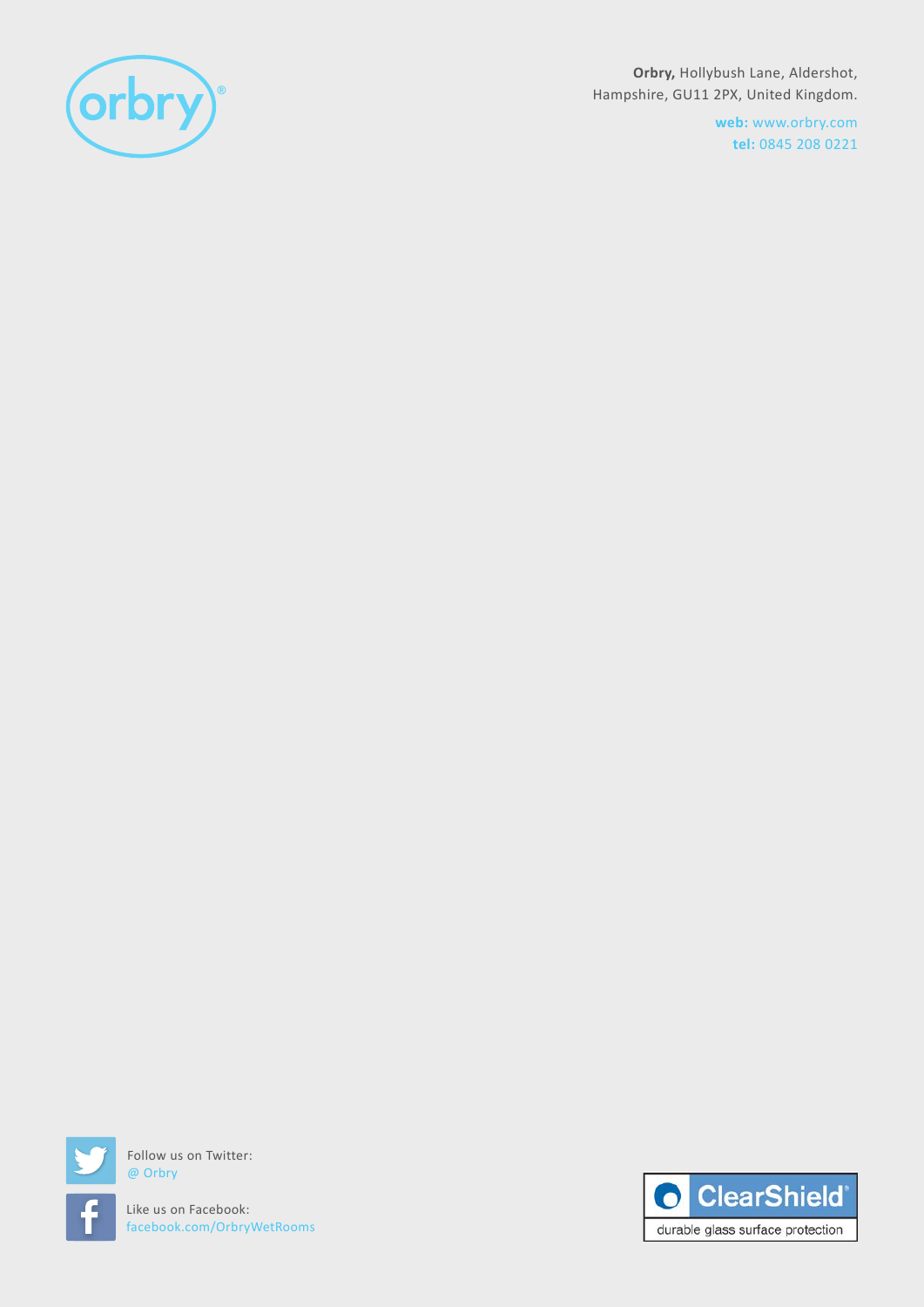orbry®

**Orbry,** Hollybush Lane, Aldershot,
Hampshire, GU11 2PX, United Kingdom.

**web:** www.orbry.com
**tel:** 0845 208 0221

Follow us on Twitter:
@ Orbry

Like us on Facebook:
facebook.com/OrbryWetRooms

ClearShield®
durable glass surface protection